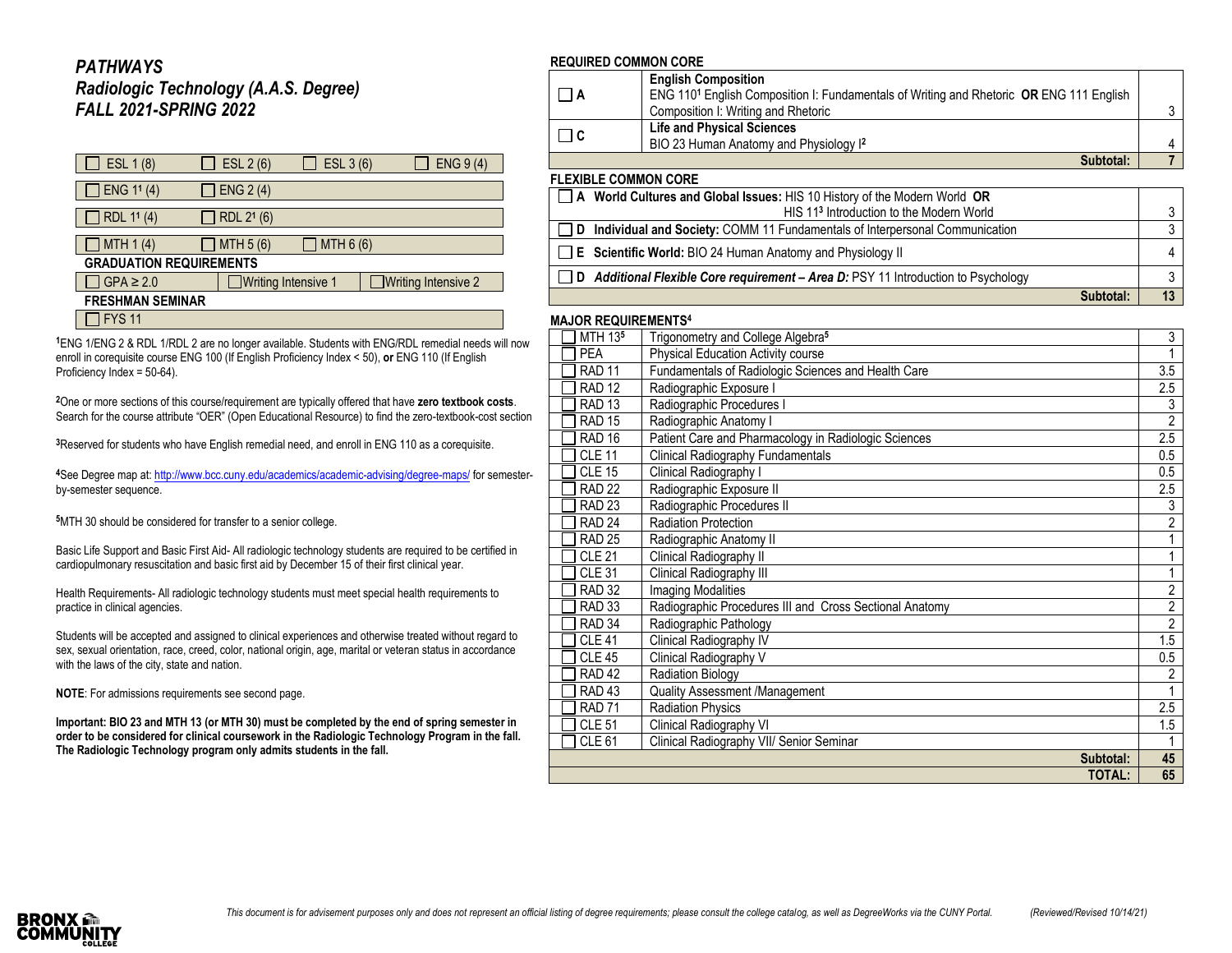# *PATHWAYS*
## *Radiologic Technology (A.A.S. Degree)*
## *FALL 2021-SPRING 2022*

| | | | |
|---|---|---|---|
| ☐ ESL 1 (8) | ☐ ESL 2 (6) | ☐ ESL 3 (6) | ☐ ENG 9 (4) |
| ☐ ENG 1[1] (4) | ☐ ENG 2 (4) | | |
| ☐ RDL 1[1] (4) | ☐ RDL 2[1] (6) | | |
| ☐ MTH 1 (4) | ☐ MTH 5 (6) | ☐ MTH 6 (6) | |
| **GRADUATION REQUIREMENTS** | | | |
| ☐ GPA ≥ 2.0 | ☐ Writing Intensive 1 | ☐ Writing Intensive 2 | |
| **FRESHMAN SEMINAR** | | | |
| ☐ FYS 11 | | | |

[1]ENG 1/ENG 2 & RDL 1/RDL 2 are no longer available. Students with ENG/RDL remedial needs will now enroll in corequisite course ENG 100 (If English Proficiency Index < 50), **or** ENG 110 (If English Proficiency Index = 50-64).

[2]One or more sections of this course/requirement are typically offered that have **zero textbook costs**. Search for the course attribute "OER" (Open Educational Resource) to find the zero-textbook-cost section

[3]Reserved for students who have English remedial need, and enroll in ENG 110 as a corequisite.

[4]See Degree map at: http://www.bcc.cuny.edu/academics/academic-advising/degree-maps/ for semester-by-semester sequence.

[5]MTH 30 should be considered for transfer to a senior college.

Basic Life Support and Basic First Aid- All radiologic technology students are required to be certified in cardiopulmonary resuscitation and basic first aid by December 15 of their first clinical year.

Health Requirements- All radiologic technology students must meet special health requirements to practice in clinical agencies.

Students will be accepted and assigned to clinical experiences and otherwise treated without regard to sex, sexual orientation, race, creed, color, national origin, age, marital or veteran status in accordance with the laws of the city, state and nation.

**NOTE**: For admissions requirements see second page.

**Important: BIO 23 and MTH 13 (or MTH 30) must be completed by the end of spring semester in order to be considered for clinical coursework in the Radiologic Technology Program in the fall. The Radiologic Technology program only admits students in the fall.**

**REQUIRED COMMON CORE**

| | | |
|---|---|---|
| ☐ A | **English Composition** ENG 110[1] English Composition I: Fundamentals of Writing and Rhetoric **OR** ENG 111 English Composition I: Writing and Rhetoric | 3 |
| ☐ C | **Life and Physical Sciences** BIO 23 Human Anatomy and Physiology I[2] | 4 |
| | **Subtotal:** | **7** |

**FLEXIBLE COMMON CORE**

| | |
|---|---|
| ☐ **A World Cultures and Global Issues:** HIS 10 History of the Modern World **OR** HIS 11[3] Introduction to the Modern World | 3 |
| ☐ **D Individual and Society:** COMM 11 Fundamentals of Interpersonal Communication | 3 |
| ☐ **E Scientific World:** BIO 24 Human Anatomy and Physiology II | 4 |
| ☐ **D** ***Additional Flexible Core requirement – Area D:*** PSY 11 Introduction to Psychology | 3 |
| **Subtotal:** | **13** |

**MAJOR REQUIREMENTS[4]**

| | | |
|---|---|---|
| ☐ MTH 13[5] | Trigonometry and College Algebra[5] | 3 |
| ☐ PEA | Physical Education Activity course | 1 |
| ☐ RAD 11 | Fundamentals of Radiologic Sciences and Health Care | 3.5 |
| ☐ RAD 12 | Radiographic Exposure I | 2.5 |
| ☐ RAD 13 | Radiographic Procedures I | 3 |
| ☐ RAD 15 | Radiographic Anatomy I | 2 |
| ☐ RAD 16 | Patient Care and Pharmacology in Radiologic Sciences | 2.5 |
| ☐ CLE 11 | Clinical Radiography Fundamentals | 0.5 |
| ☐ CLE 15 | Clinical Radiography I | 0.5 |
| ☐ RAD 22 | Radiographic Exposure II | 2.5 |
| ☐ RAD 23 | Radiographic Procedures II | 3 |
| ☐ RAD 24 | Radiation Protection | 2 |
| ☐ RAD 25 | Radiographic Anatomy II | 1 |
| ☐ CLE 21 | Clinical Radiography II | 1 |
| ☐ CLE 31 | Clinical Radiography III | 1 |
| ☐ RAD 32 | Imaging Modalities | 2 |
| ☐ RAD 33 | Radiographic Procedures III and Cross Sectional Anatomy | 2 |
| ☐ RAD 34 | Radiographic Pathology | 2 |
| ☐ CLE 41 | Clinical Radiography IV | 1.5 |
| ☐ CLE 45 | Clinical Radiography V | 0.5 |
| ☐ RAD 42 | Radiation Biology | 2 |
| ☐ RAD 43 | Quality Assessment /Management | 1 |
| ☐ RAD 71 | Radiation Physics | 2.5 |
| ☐ CLE 51 | Clinical Radiography VI | 1.5 |
| ☐ CLE 61 | Clinical Radiography VII/ Senior Seminar | 1 |
| | **Subtotal:** | **45** |
| | **TOTAL:** | **65** |

*This document is for advisement purposes only and does not represent an official listing of degree requirements; please consult the college catalog, as well as DegreeWorks via the CUNY Portal.* *(Reviewed/Revised 10/14/21)*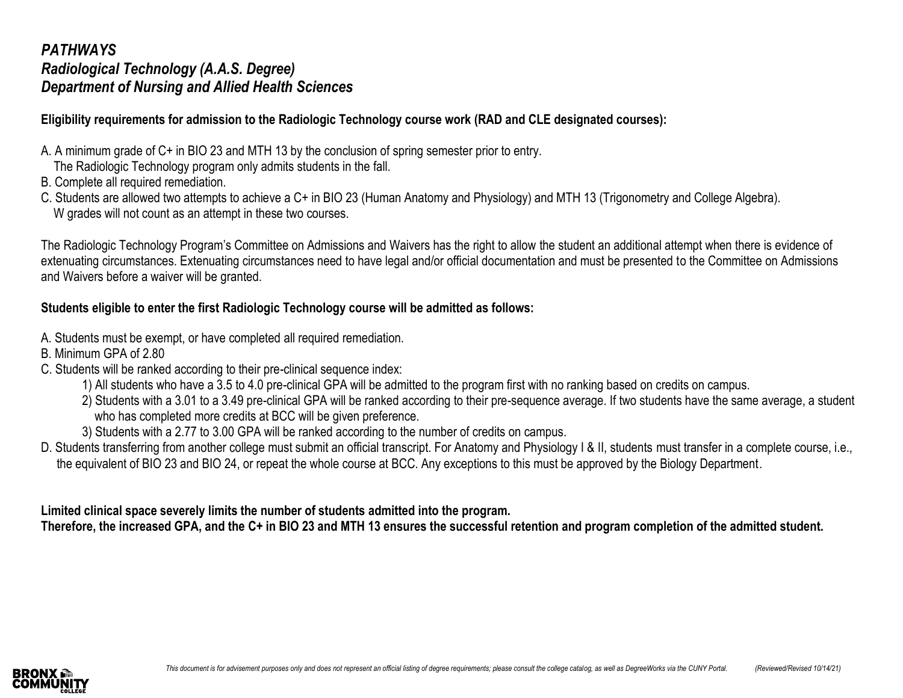# *PATHWAYS*
# *Radiological Technology (A.A.S. Degree)*
# *Department of Nursing and Allied Health Sciences*

**Eligibility requirements for admission to the Radiologic Technology course work (RAD and CLE designated courses):**

A. A minimum grade of C+ in BIO 23 and MTH 13 by the conclusion of spring semester prior to entry.
The Radiologic Technology program only admits students in the fall.
B. Complete all required remediation.
C. Students are allowed two attempts to achieve a C+ in BIO 23 (Human Anatomy and Physiology) and MTH 13 (Trigonometry and College Algebra).
W grades will not count as an attempt in these two courses.

The Radiologic Technology Program's Committee on Admissions and Waivers has the right to allow the student an additional attempt when there is evidence of extenuating circumstances. Extenuating circumstances need to have legal and/or official documentation and must be presented to the Committee on Admissions and Waivers before a waiver will be granted.

**Students eligible to enter the first Radiologic Technology course will be admitted as follows:**

A. Students must be exempt, or have completed all required remediation.
B. Minimum GPA of 2.80
C. Students will be ranked according to their pre-clinical sequence index:
1) All students who have a 3.5 to 4.0 pre-clinical GPA will be admitted to the program first with no ranking based on credits on campus.
2) Students with a 3.01 to a 3.49 pre-clinical GPA will be ranked according to their pre-sequence average. If two students have the same average, a student who has completed more credits at BCC will be given preference.
3) Students with a 2.77 to 3.00 GPA will be ranked according to the number of credits on campus.
D. Students transferring from another college must submit an official transcript. For Anatomy and Physiology I & II, students must transfer in a complete course, i.e., the equivalent of BIO 23 and BIO 24, or repeat the whole course at BCC. Any exceptions to this must be approved by the Biology Department.

**Limited clinical space severely limits the number of students admitted into the program.**
**Therefore, the increased GPA, and the C+ in BIO 23 and MTH 13 ensures the successful retention and program completion of the admitted student.**

*This document is for advisement purposes only and does not represent an official listing of degree requirements; please consult the college catalog, as well as DegreeWorks via the CUNY Portal. (Reviewed/Revised 10/14/21)*